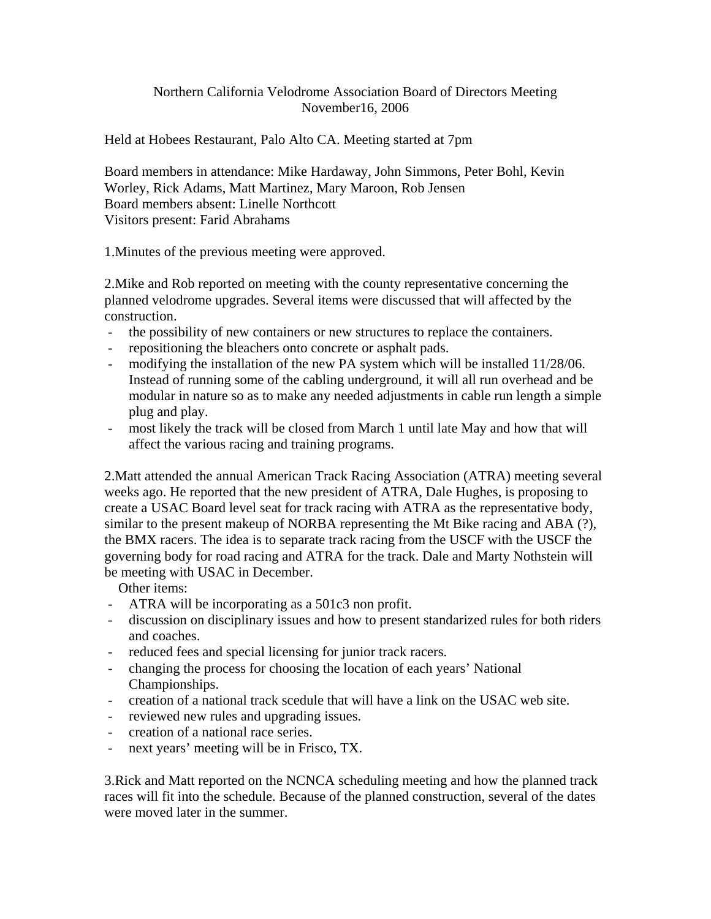# Northern California Velodrome Association Board of Directors Meeting
## November16, 2006

Held at Hobees Restaurant, Palo Alto CA. Meeting started at 7pm

Board members in attendance: Mike Hardaway, John Simmons, Peter Bohl, Kevin Worley, Rick Adams, Matt Martinez, Mary Maroon, Rob Jensen
Board members absent: Linelle Northcott
Visitors present: Farid Abrahams

1.Minutes of the previous meeting were approved.

2.Mike and Rob reported on meeting with the county representative concerning the planned velodrome upgrades. Several items were discussed that will affected by the construction.

- the possibility of new containers or new structures to replace the containers.
- repositioning the bleachers onto concrete or asphalt pads.
- modifying the installation of the new PA system which will be installed 11/28/06. Instead of running some of the cabling underground, it will all run overhead and be modular in nature so as to make any needed adjustments in cable run length a simple plug and play.
- most likely the track will be closed from March 1 until late May and how that will affect the various racing and training programs.

2.Matt attended the annual American Track Racing Association (ATRA) meeting several weeks ago. He reported that the new president of ATRA, Dale Hughes, is proposing to create a USAC Board level seat for track racing with ATRA as the representative body, similar to the present makeup of NORBA representing the Mt Bike racing and ABA (?), the BMX racers. The idea is to separate track racing from the USCF with the USCF the governing body for road racing and ATRA for the track. Dale and Marty Nothstein will be meeting with USAC in December.

Other items:

- ATRA will be incorporating as a 501c3 non profit.
- discussion on disciplinary issues and how to present standarized rules for both riders and coaches.
- reduced fees and special licensing for junior track racers.
- changing the process for choosing the location of each years' National Championships.
- creation of a national track scedule that will have a link on the USAC web site.
- reviewed new rules and upgrading issues.
- creation of a national race series.
- next years' meeting will be in Frisco, TX.

3.Rick and Matt reported on the NCNCA scheduling meeting and how the planned track races will fit into the schedule. Because of the planned construction, several of the dates were moved later in the summer.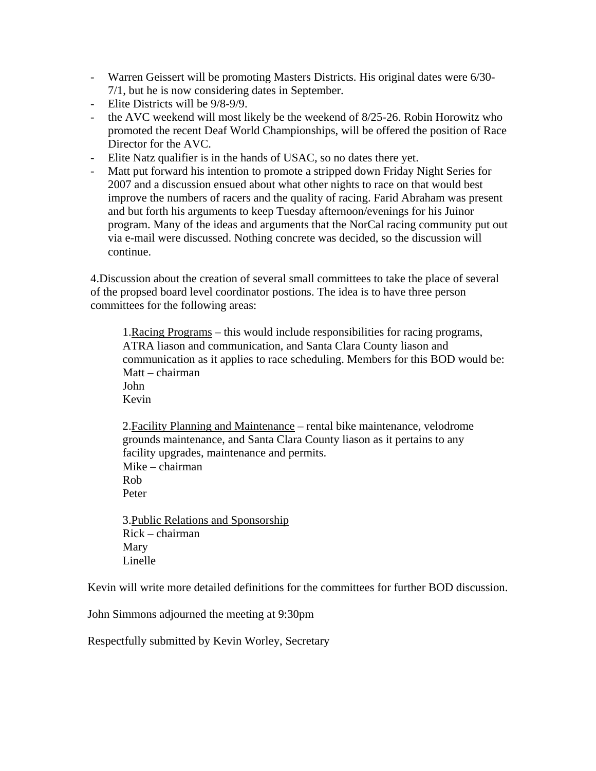- Warren Geissert will be promoting Masters Districts. His original dates were 6/30-7/1, but he is now considering dates in September.
- Elite Districts will be 9/8-9/9.
- the AVC weekend will most likely be the weekend of 8/25-26. Robin Horowitz who promoted the recent Deaf World Championships, will be offered the position of Race Director for the AVC.
- Elite Natz qualifier is in the hands of USAC, so no dates there yet.
- Matt put forward his intention to promote a stripped down Friday Night Series for 2007 and a discussion ensued about what other nights to race on that would best improve the numbers of racers and the quality of racing. Farid Abraham was present and but forth his arguments to keep Tuesday afternoon/evenings for his Juinor program. Many of the ideas and arguments that the NorCal racing community put out via e-mail were discussed. Nothing concrete was decided, so the discussion will continue.

4.Discussion about the creation of several small committees to take the place of several of the propsed board level coordinator postions. The idea is to have three person committees for the following areas:

> 1.<u>Racing Programs</u> – this would include responsibilities for racing programs, ATRA liason and communication, and Santa Clara County liason and communication as it applies to race scheduling. Members for this BOD would be:
> Matt – chairman
> John
> Kevin
>
> 2.<u>Facility Planning and Maintenance</u> – rental bike maintenance, velodrome grounds maintenance, and Santa Clara County liason as it pertains to any facility upgrades, maintenance and permits.
> Mike – chairman
> Rob
> Peter
>
> 3.<u>Public Relations and Sponsorship</u>
> Rick – chairman
> Mary
> Linelle

Kevin will write more detailed definitions for the committees for further BOD discussion.

John Simmons adjourned the meeting at 9:30pm

Respectfully submitted by Kevin Worley, Secretary